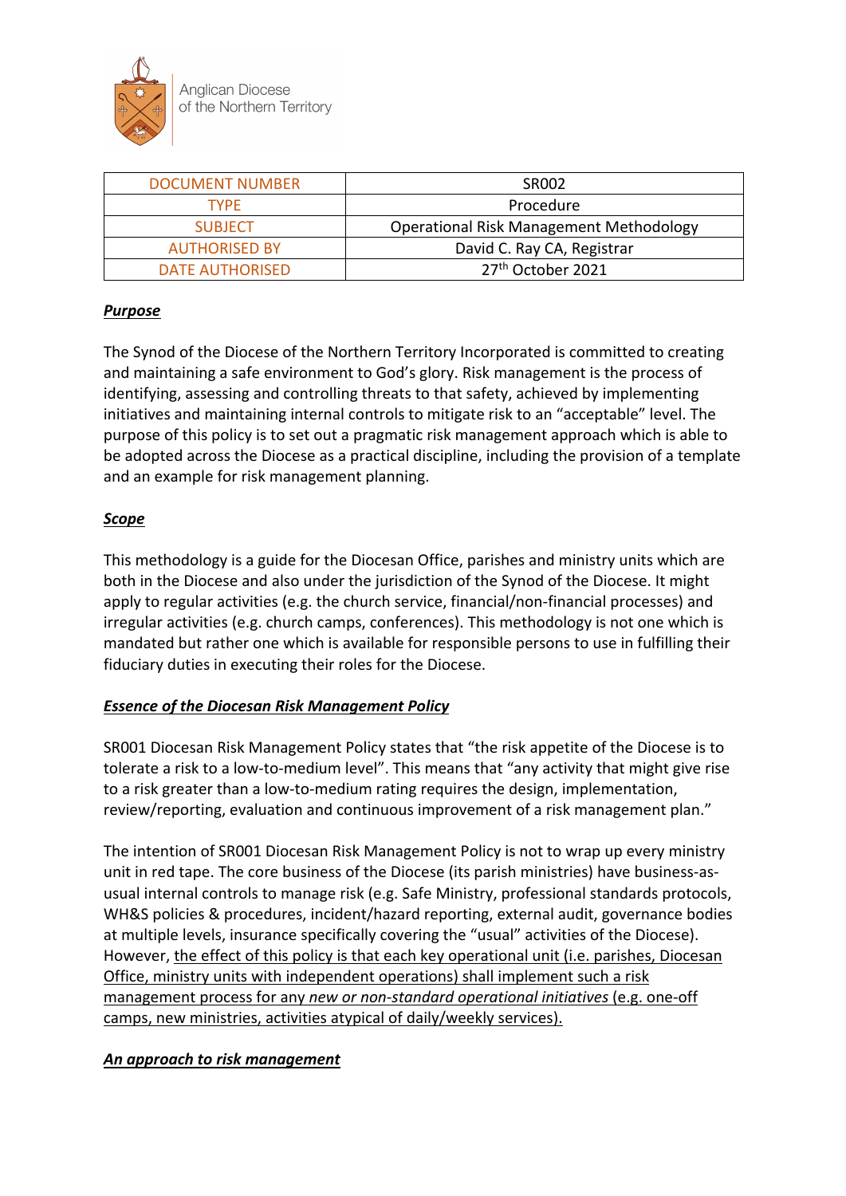Anglican Diocese of the Northern Territory

| DOCUMENT NUMBER | SR002 |
|---|---|
| TYPE | Procedure |
| SUBJECT | Operational Risk Management Methodology |
| AUTHORISED BY | David C. Ray CA, Registrar |
| DATE AUTHORISED | 27th October 2021 |

***Purpose***

The Synod of the Diocese of the Northern Territory Incorporated is committed to creating and maintaining a safe environment to God's glory. Risk management is the process of identifying, assessing and controlling threats to that safety, achieved by implementing initiatives and maintaining internal controls to mitigate risk to an "acceptable" level. The purpose of this policy is to set out a pragmatic risk management approach which is able to be adopted across the Diocese as a practical discipline, including the provision of a template and an example for risk management planning.

***Scope***

This methodology is a guide for the Diocesan Office, parishes and ministry units which are both in the Diocese and also under the jurisdiction of the Synod of the Diocese. It might apply to regular activities (e.g. the church service, financial/non-financial processes) and irregular activities (e.g. church camps, conferences). This methodology is not one which is mandated but rather one which is available for responsible persons to use in fulfilling their fiduciary duties in executing their roles for the Diocese.

***Essence of the Diocesan Risk Management Policy***

SR001 Diocesan Risk Management Policy states that "the risk appetite of the Diocese is to tolerate a risk to a low-to-medium level". This means that "any activity that might give rise to a risk greater than a low-to-medium rating requires the design, implementation, review/reporting, evaluation and continuous improvement of a risk management plan."

The intention of SR001 Diocesan Risk Management Policy is not to wrap up every ministry unit in red tape. The core business of the Diocese (its parish ministries) have business-as-usual internal controls to manage risk (e.g. Safe Ministry, professional standards protocols, WH&S policies & procedures, incident/hazard reporting, external audit, governance bodies at multiple levels, insurance specifically covering the "usual" activities of the Diocese). However, <u>the effect of this policy is that each key operational unit (i.e. parishes, Diocesan Office, ministry units with independent operations) shall implement such a risk management process for any *new or non-standard operational initiatives* (e.g. one-off camps, new ministries, activities atypical of daily/weekly services).</u>

***An approach to risk management***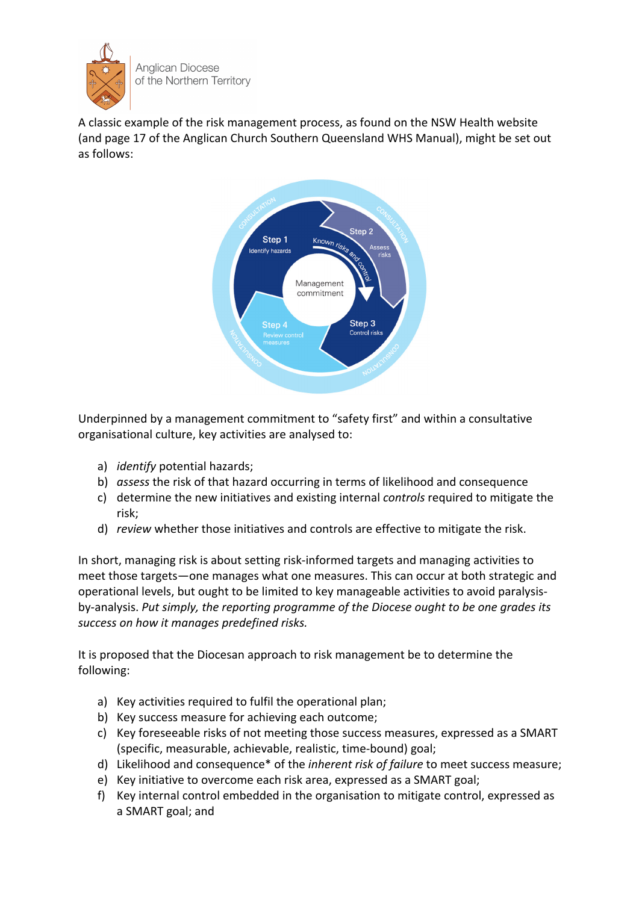A classic example of the risk management process, as found on the NSW Health website (and page 17 of the Anglican Church Southern Queensland WHS Manual), might be set out as follows:

Underpinned by a management commitment to "safety first" and within a consultative organisational culture, key activities are analysed to:

a) *identify* potential hazards;
b) *assess* the risk of that hazard occurring in terms of likelihood and consequence
c) determine the new initiatives and existing internal *controls* required to mitigate the risk;
d) *review* whether those initiatives and controls are effective to mitigate the risk.

In short, managing risk is about setting risk-informed targets and managing activities to meet those targets—one manages what one measures. This can occur at both strategic and operational levels, but ought to be limited to key manageable activities to avoid paralysis-by-analysis. *Put simply, the reporting programme of the Diocese ought to be one grades its success on how it manages predefined risks.*

It is proposed that the Diocesan approach to risk management be to determine the following:

a) Key activities required to fulfil the operational plan;
b) Key success measure for achieving each outcome;
c) Key foreseeable risks of not meeting those success measures, expressed as a SMART (specific, measurable, achievable, realistic, time-bound) goal;
d) Likelihood and consequence* of the *inherent risk of failure* to meet success measure;
e) Key initiative to overcome each risk area, expressed as a SMART goal;
f) Key internal control embedded in the organisation to mitigate control, expressed as a SMART goal; and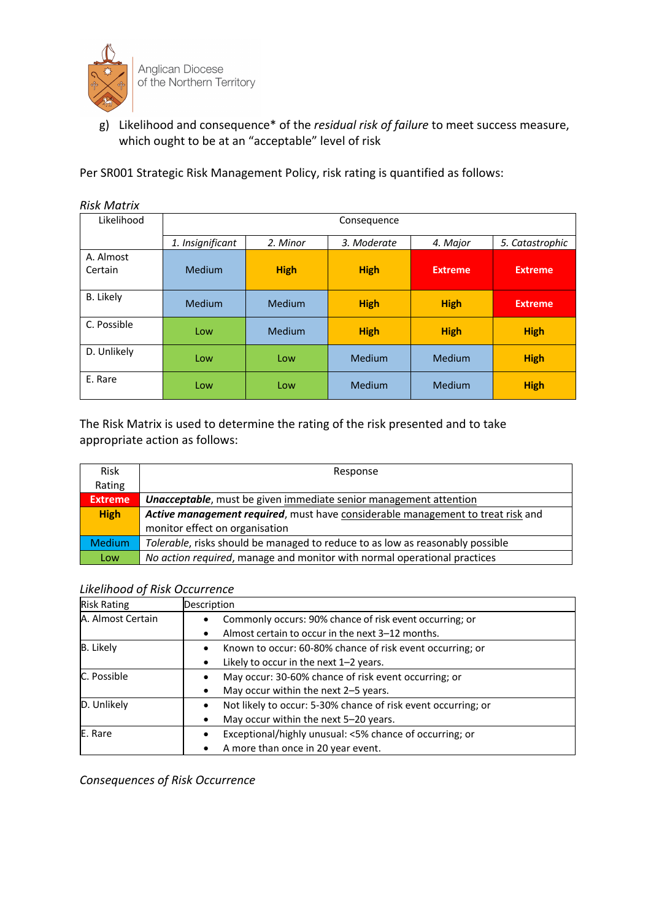g) Likelihood and consequence* of the *residual risk of failure* to meet success measure, which ought to be at an "acceptable" level of risk

Per SR001 Strategic Risk Management Policy, risk rating is quantified as follows:

*Risk Matrix*

| Likelihood | Consequence | | | | |
|---|---|---|---|---|---|
| | *1. Insignificant* | *2. Minor* | *3. Moderate* | *4. Major* | *5. Catastrophic* |
| A. Almost Certain | Medium | **High** | **High** | **Extreme** | **Extreme** |
| B. Likely | Medium | Medium | **High** | **High** | **Extreme** |
| C. Possible | Low | Medium | **High** | **High** | **High** |
| D. Unlikely | Low | Low | Medium | Medium | **High** |
| E. Rare | Low | Low | Medium | Medium | **High** |

The Risk Matrix is used to determine the rating of the risk presented and to take appropriate action as follows:

| Risk Rating | Response |
|---|---|
| **Extreme** | ***Unacceptable***, must be given <u>immediate senior management attention</u> |
| **High** | ***Active management required***, must have <u>considerable management to treat risk</u> and monitor effect on organisation |
| Medium | *Tolerable*, risks should be managed to reduce to as low as reasonably possible |
| Low | *No action required*, manage and monitor with normal operational practices |

*Likelihood of Risk Occurrence*

| Risk Rating | Description |
|---|---|
| A. Almost Certain | • Commonly occurs: 90% chance of risk event occurring; or<br>• Almost certain to occur in the next 3–12 months. |
| B. Likely | • Known to occur: 60-80% chance of risk event occurring; or<br>• Likely to occur in the next 1–2 years. |
| C. Possible | • May occur: 30-60% chance of risk event occurring; or<br>• May occur within the next 2–5 years. |
| D. Unlikely | • Not likely to occur: 5-30% chance of risk event occurring; or<br>• May occur within the next 5–20 years. |
| E. Rare | • Exceptional/highly unusual: <5% chance of occurring; or<br>• A more than once in 20 year event. |

*Consequences of Risk Occurrence*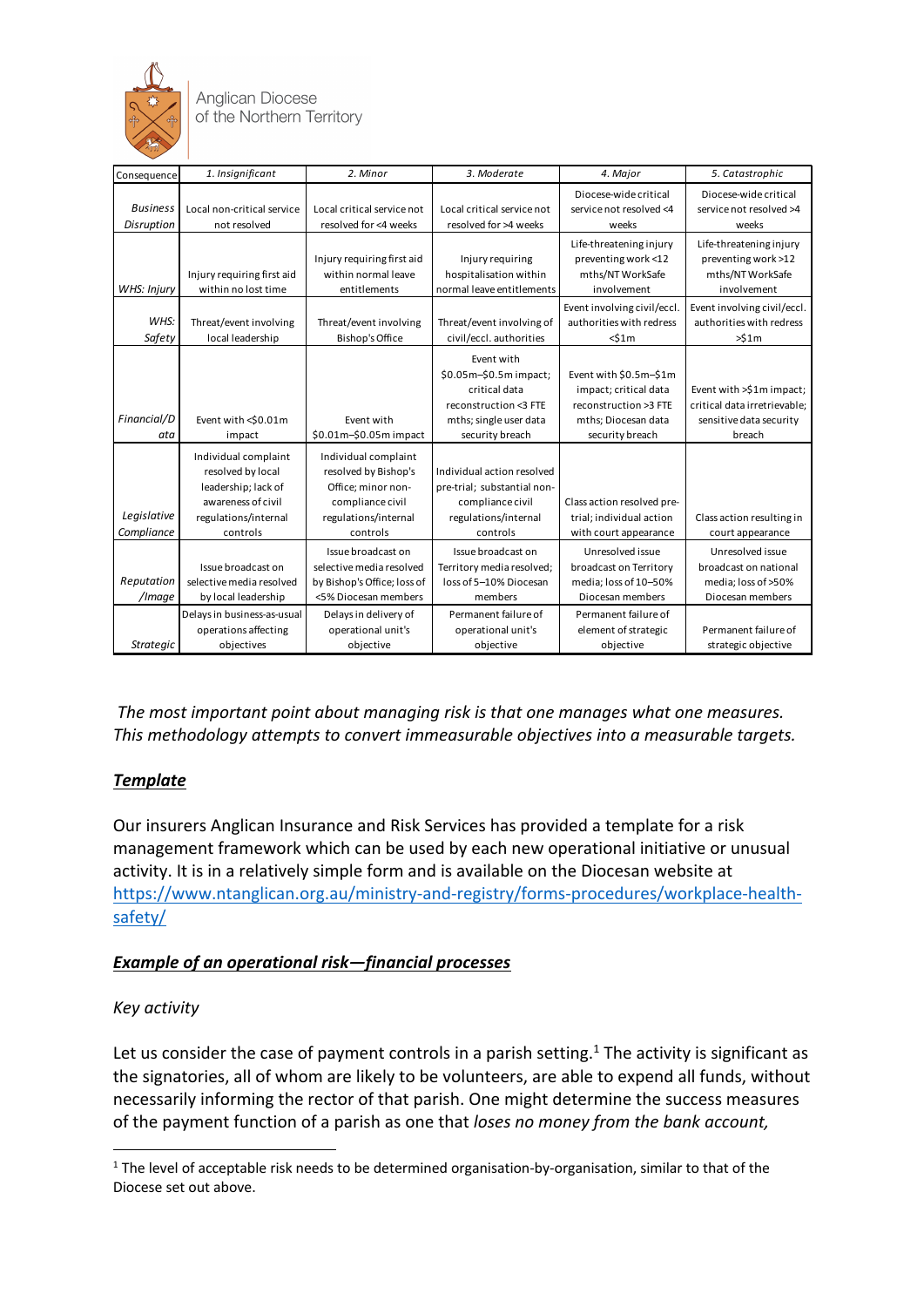| Consequence | 1. Insignificant | 2. Minor | 3. Moderate | 4. Major | 5. Catastrophic |
|---|---|---|---|---|---|
| Business Disruption | Local non-critical service not resolved | Local critical service not resolved for <4 weeks | Local critical service not resolved for >4 weeks | Diocese-wide critical service not resolved <4 weeks | Diocese-wide critical service not resolved >4 weeks |
| WHS: Injury | Injury requiring first aid within no lost time | Injury requiring first aid within normal leave entitlements | Injury requiring hospitalisation within normal leave entitlements | Life-threatening injury preventing work <12 mths/NT WorkSafe involvement | Life-threatening injury preventing work >12 mths/NT WorkSafe involvement |
| WHS: Safety | Threat/event involving local leadership | Threat/event involving Bishop's Office | Threat/event involving of civil/eccl. authorities | Event involving civil/eccl. authorities with redress <$1m | Event involving civil/eccl. authorities with redress >$1m |
| Financial/Data | Event with <$0.01m impact | Event with $0.01m–$0.05m impact | Event with $0.05m–$0.5m impact; critical data reconstruction <3 FTE mths; single user data security breach | Event with $0.5m–$1m impact; critical data reconstruction >3 FTE mths; Diocesan data security breach | Event with >$1m impact; critical data irretrievable; sensitive data security breach |
| Legislative Compliance | Individual complaint resolved by local leadership; lack of awareness of civil regulations/internal controls | Individual complaint resolved by Bishop's Office; minor non-compliance civil regulations/internal controls | Individual action resolved pre-trial; substantial non-compliance civil regulations/internal controls | Class action resolved pre-trial; individual action with court appearance | Class action resulting in court appearance |
| Reputation /Image | Issue broadcast on selective media resolved by local leadership | Issue broadcast on selective media resolved by Bishop's Office; loss of <5% Diocesan members | Issue broadcast on Territory media resolved; loss of 5–10% Diocesan members | Unresolved issue broadcast on Territory media; loss of 10–50% Diocesan members | Unresolved issue broadcast on national media; loss of >50% Diocesan members |
| Strategic | Delays in business-as-usual operations affecting objectives | Delays in delivery of operational unit's objective | Permanent failure of operational unit's objective | Permanent failure of element of strategic objective | Permanent failure of strategic objective |

*The most important point about managing risk is that one manages what one measures. This methodology attempts to convert immeasurable objectives into a measurable targets.*

## ***Template***

Our insurers Anglican Insurance and Risk Services has provided a template for a risk management framework which can be used by each new operational initiative or unusual activity. It is in a relatively simple form and is available on the Diocesan website at [https://www.ntanglican.org.au/ministry-and-registry/forms-procedures/workplace-health-safety/](https://www.ntanglican.org.au/ministry-and-registry/forms-procedures/workplace-health-safety/)

## ***Example of an operational risk—financial processes***

### *Key activity*

Let us consider the case of payment controls in a parish setting.[1] The activity is significant as the signatories, all of whom are likely to be volunteers, are able to expend all funds, without necessarily informing the rector of that parish. One might determine the success measures of the payment function of a parish as one that *loses no money from the bank account,*

[1] The level of acceptable risk needs to be determined organisation-by-organisation, similar to that of the Diocese set out above.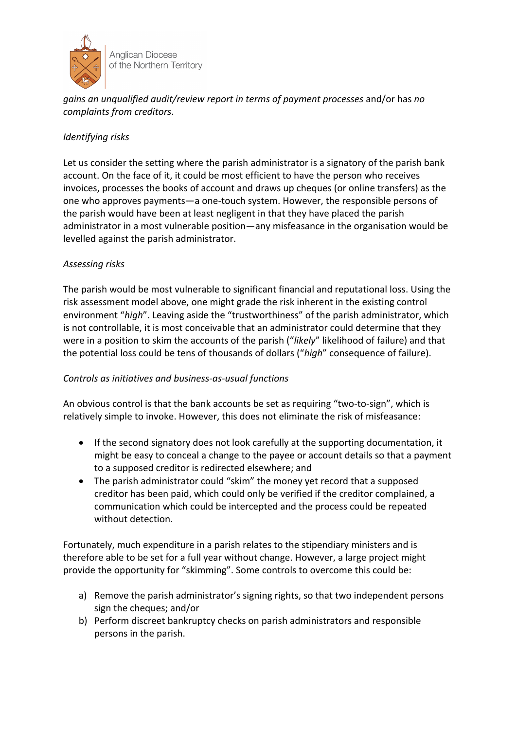*gains an unqualified audit/review report in terms of payment processes* and/or has *no complaints from creditors*.

*Identifying risks*

Let us consider the setting where the parish administrator is a signatory of the parish bank account. On the face of it, it could be most efficient to have the person who receives invoices, processes the books of account and draws up cheques (or online transfers) as the one who approves payments—a one-touch system. However, the responsible persons of the parish would have been at least negligent in that they have placed the parish administrator in a most vulnerable position—any misfeasance in the organisation would be levelled against the parish administrator.

*Assessing risks*

The parish would be most vulnerable to significant financial and reputational loss. Using the risk assessment model above, one might grade the risk inherent in the existing control environment "*high*". Leaving aside the "trustworthiness" of the parish administrator, which is not controllable, it is most conceivable that an administrator could determine that they were in a position to skim the accounts of the parish ("*likely*" likelihood of failure) and that the potential loss could be tens of thousands of dollars ("*high*" consequence of failure).

*Controls as initiatives and business-as-usual functions*

An obvious control is that the bank accounts be set as requiring "two-to-sign", which is relatively simple to invoke. However, this does not eliminate the risk of misfeasance:

- If the second signatory does not look carefully at the supporting documentation, it might be easy to conceal a change to the payee or account details so that a payment to a supposed creditor is redirected elsewhere; and
- The parish administrator could "skim" the money yet record that a supposed creditor has been paid, which could only be verified if the creditor complained, a communication which could be intercepted and the process could be repeated without detection.

Fortunately, much expenditure in a parish relates to the stipendiary ministers and is therefore able to be set for a full year without change. However, a large project might provide the opportunity for "skimming". Some controls to overcome this could be:

a) Remove the parish administrator's signing rights, so that two independent persons sign the cheques; and/or
b) Perform discreet bankruptcy checks on parish administrators and responsible persons in the parish.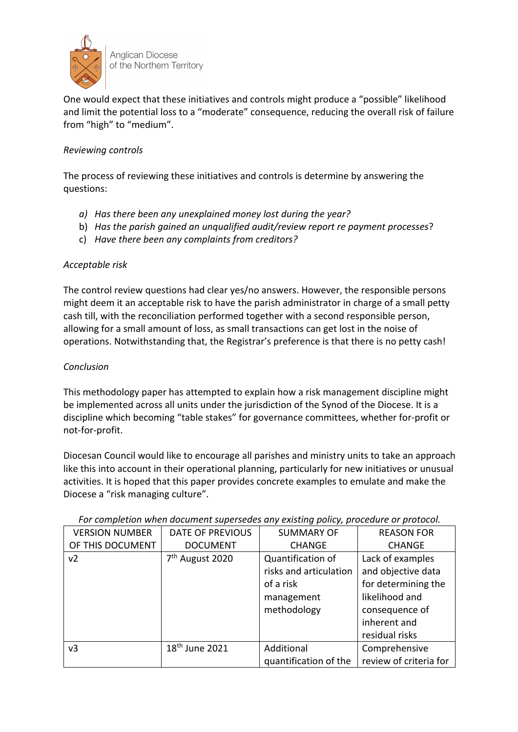One would expect that these initiatives and controls might produce a "possible" likelihood and limit the potential loss to a "moderate" consequence, reducing the overall risk of failure from "high" to "medium".

*Reviewing controls*

The process of reviewing these initiatives and controls is determine by answering the questions:

a) *Has there been any unexplained money lost during the year?*
b) *Has the parish gained an unqualified audit/review report re payment processes*?
c) *Have there been any complaints from creditors?*

*Acceptable risk*

The control review questions had clear yes/no answers. However, the responsible persons might deem it an acceptable risk to have the parish administrator in charge of a small petty cash till, with the reconciliation performed together with a second responsible person, allowing for a small amount of loss, as small transactions can get lost in the noise of operations. Notwithstanding that, the Registrar's preference is that there is no petty cash!

*Conclusion*

This methodology paper has attempted to explain how a risk management discipline might be implemented across all units under the jurisdiction of the Synod of the Diocese. It is a discipline which becoming "table stakes" for governance committees, whether for-profit or not-for-profit.

Diocesan Council would like to encourage all parishes and ministry units to take an approach like this into account in their operational planning, particularly for new initiatives or unusual activities. It is hoped that this paper provides concrete examples to emulate and make the Diocese a "risk managing culture".

*For completion when document supersedes any existing policy, procedure or protocol.*

| VERSION NUMBER OF THIS DOCUMENT | DATE OF PREVIOUS DOCUMENT | SUMMARY OF CHANGE | REASON FOR CHANGE |
|---|---|---|---|
| v2 | 7th August 2020 | Quantification of risks and articulation of a risk management methodology | Lack of examples and objective data for determining the likelihood and consequence of inherent and residual risks |
| v3 | 18th June 2021 | Additional quantification of the | Comprehensive review of criteria for |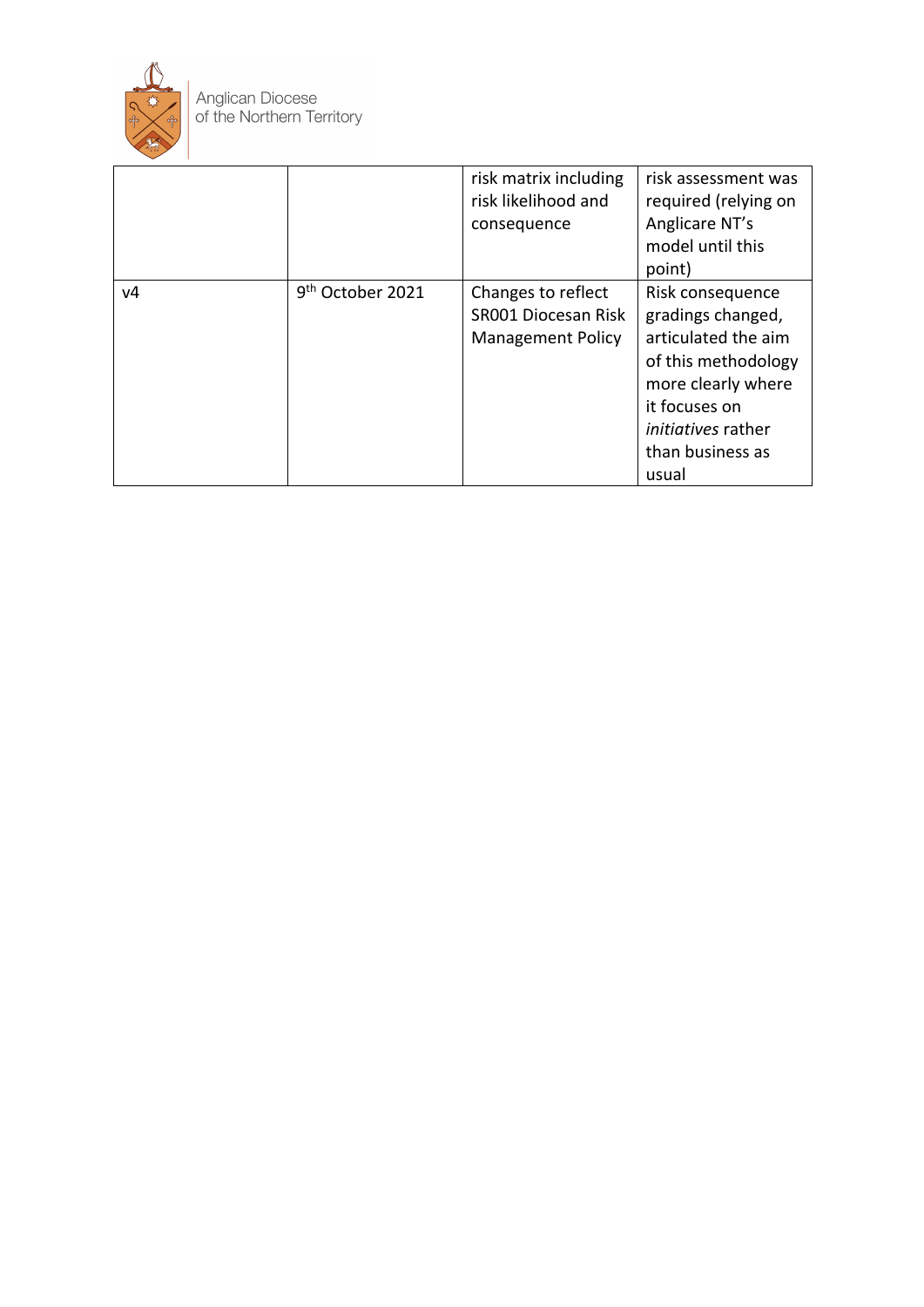| | | | |
|---|---|---|---|
| | | risk matrix including risk likelihood and consequence | risk assessment was required (relying on Anglicare NT's model until this point) |
| v4 | 9th October 2021 | Changes to reflect SR001 Diocesan Risk Management Policy | Risk consequence gradings changed, articulated the aim of this methodology more clearly where it focuses on *initiatives* rather than business as usual |